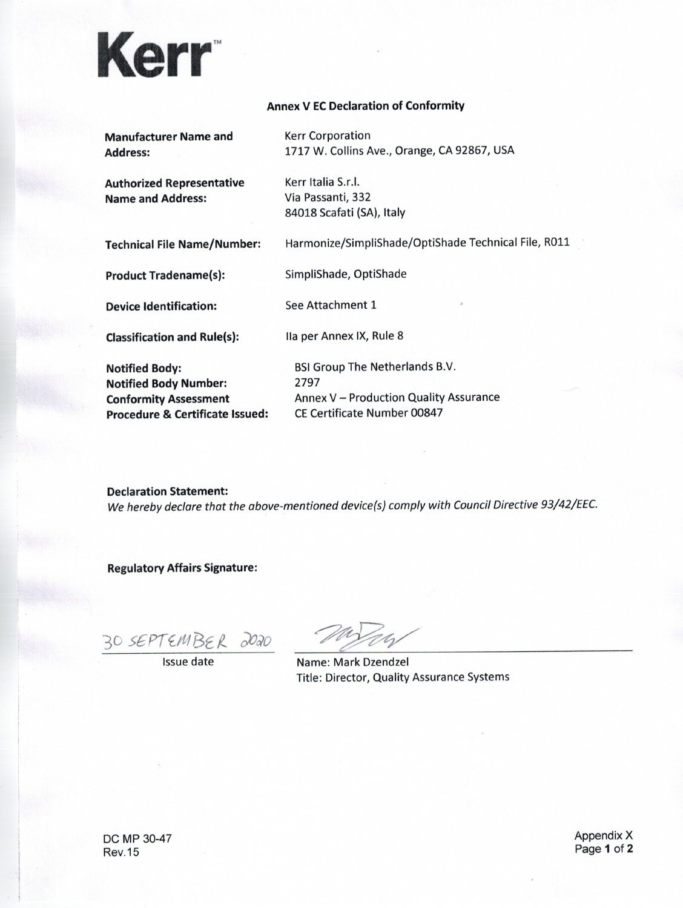**Kerr**™

## Annex V EC Declaration of Conformity

| | |
|---|---|
| **Manufacturer Name and Address:** | Kerr Corporation<br>1717 W. Collins Ave., Orange, CA 92867, USA |
| **Authorized Representative Name and Address:** | Kerr Italia S.r.l.<br>Via Passanti, 332<br>84018 Scafati (SA), Italy |
| **Technical File Name/Number:** | Harmonize/SimpliShade/OptiShade Technical File, R011 |
| **Product Tradename(s):** | SimpliShade, OptiShade |
| **Device Identification:** | See Attachment 1 |
| **Classification and Rule(s):** | IIa per Annex IX, Rule 8 |
| **Notified Body:** | BSI Group The Netherlands B.V. |
| **Notified Body Number:** | 2797 |
| **Conformity Assessment Procedure & Certificate Issued:** | Annex V – Production Quality Assurance<br>CE Certificate Number 00847 |

**Declaration Statement:**

*We hereby declare that the above-mentioned device(s) comply with Council Directive 93/42/EEC.*

**Regulatory Affairs Signature:**

30 SEPTEMBER 2020
Issue date

Name: Mark Dzendzel
Title: Director, Quality Assurance Systems

DC MP 30-47
Rev.15

Appendix X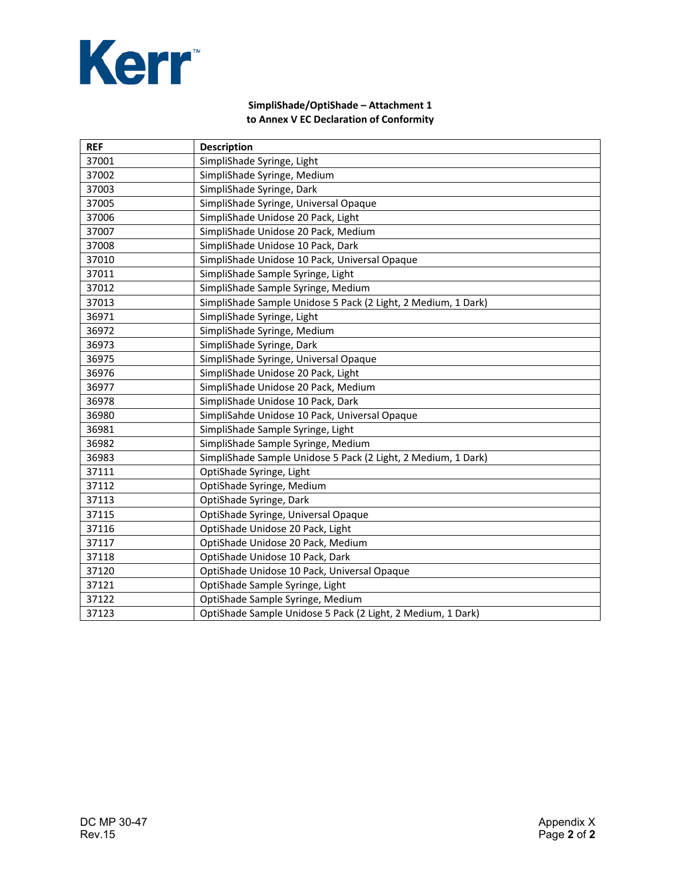Kerr™

**SimpliShade/OptiShade – Attachment 1**
**to Annex V EC Declaration of Conformity**

| REF | Description |
|---|---|
| 37001 | SimpliShade Syringe, Light |
| 37002 | SimpliShade Syringe, Medium |
| 37003 | SimpliShade Syringe, Dark |
| 37005 | SimpliShade Syringe, Universal Opaque |
| 37006 | SimpliShade Unidose 20 Pack, Light |
| 37007 | SimpliShade Unidose 20 Pack, Medium |
| 37008 | SimpliShade Unidose 10 Pack, Dark |
| 37010 | SimpliShade Unidose 10 Pack, Universal Opaque |
| 37011 | SimpliShade Sample Syringe, Light |
| 37012 | SimpliShade Sample Syringe, Medium |
| 37013 | SimpliShade Sample Unidose 5 Pack (2 Light, 2 Medium, 1 Dark) |
| 36971 | SimpliShade Syringe, Light |
| 36972 | SimpliShade Syringe, Medium |
| 36973 | SimpliShade Syringe, Dark |
| 36975 | SimpliShade Syringe, Universal Opaque |
| 36976 | SimpliShade Unidose 20 Pack, Light |
| 36977 | SimpliShade Unidose 20 Pack, Medium |
| 36978 | SimpliShade Unidose 10 Pack, Dark |
| 36980 | SimpliSahde Unidose 10 Pack, Universal Opaque |
| 36981 | SimpliShade Sample Syringe, Light |
| 36982 | SimpliShade Sample Syringe, Medium |
| 36983 | SimpliShade Sample Unidose 5 Pack (2 Light, 2 Medium, 1 Dark) |
| 37111 | OptiShade Syringe, Light |
| 37112 | OptiShade Syringe, Medium |
| 37113 | OptiShade Syringe, Dark |
| 37115 | OptiShade Syringe, Universal Opaque |
| 37116 | OptiShade Unidose 20 Pack, Light |
| 37117 | OptiShade Unidose 20 Pack, Medium |
| 37118 | OptiShade Unidose 10 Pack, Dark |
| 37120 | OptiShade Unidose 10 Pack, Universal Opaque |
| 37121 | OptiShade Sample Syringe, Light |
| 37122 | OptiShade Sample Syringe, Medium |
| 37123 | OptiShade Sample Unidose 5 Pack (2 Light, 2 Medium, 1 Dark) |

DC MP 30-47
Rev.15

Appendix X